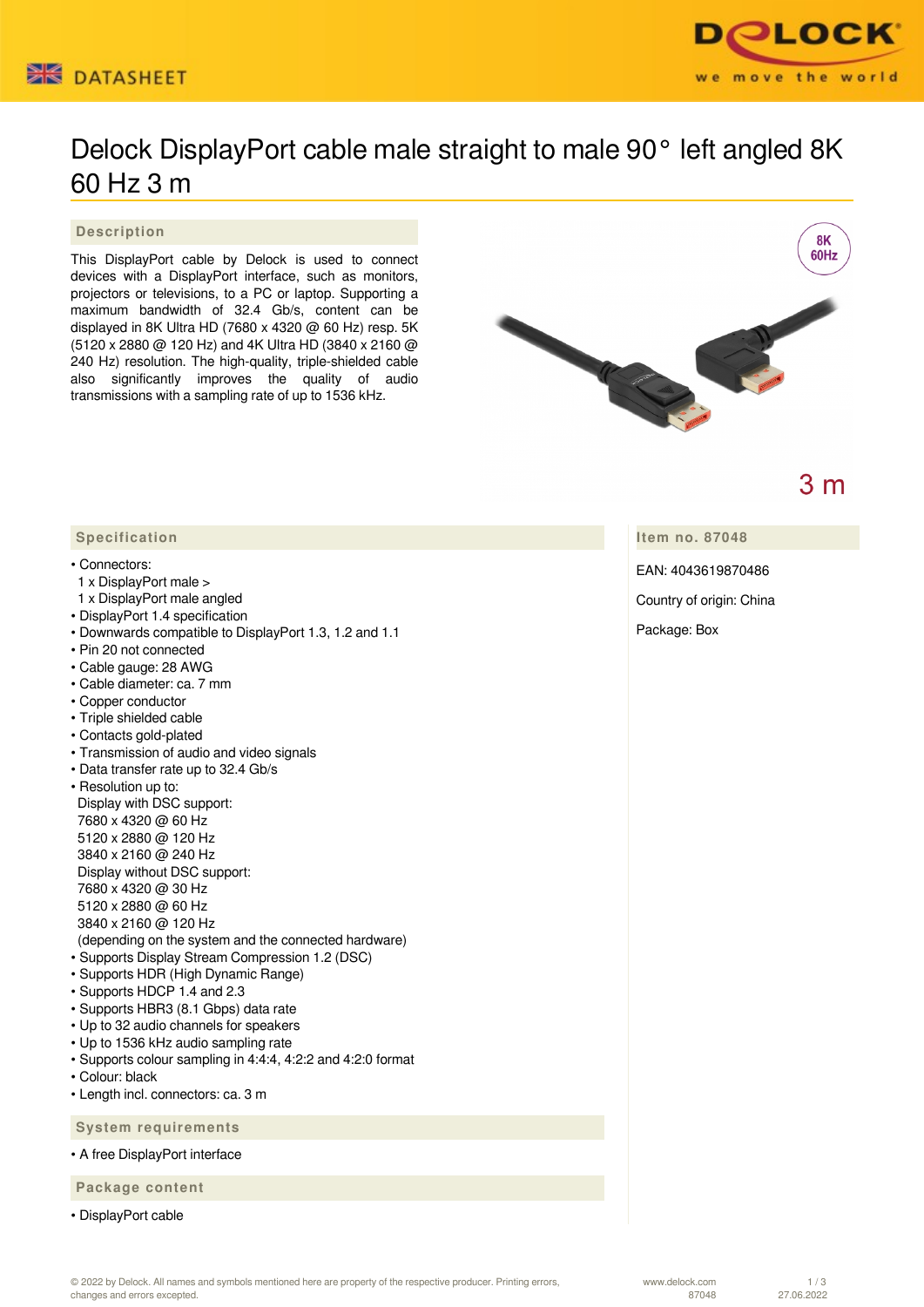# Delock DisplayPort cable male straight to male 90° left angled 8K 60 Hz 3 m

## Description

This DisplayPort cable by Delock is used to connect devices with a DisplayPort interface, such as monitors, projectors or televisions, to a PC or laptop. Supporting a maximum bandwidth of 32.4 Gb/s, content can be displayed in 8K Ultra HD (7680 x 4320 @ 60 Hz) resp. 5K (5120 x 2880 @ 120 Hz) and 4K Ultra HD (3840 x 2160 @ 240 Hz) resolution. The high-quality, triple-shielded cable also significantly improves the quality of audio transmissions with a sampling rate of up to 1536 kHz.

8K 60Hz

3 m

## Specification

- Connectors:
  1 x DisplayPort male >
  1 x DisplayPort male angled
- DisplayPort 1.4 specification
- Downwards compatible to DisplayPort 1.3, 1.2 and 1.1
- Pin 20 not connected
- Cable gauge: 28 AWG
- Cable diameter: ca. 7 mm
- Copper conductor
- Triple shielded cable
- Contacts gold-plated
- Transmission of audio and video signals
- Data transfer rate up to 32.4 Gb/s
- Resolution up to:
  Display with DSC support:
  7680 x 4320 @ 60 Hz
  5120 x 2880 @ 120 Hz
  3840 x 2160 @ 240 Hz
  Display without DSC support:
  7680 x 4320 @ 30 Hz
  5120 x 2880 @ 60 Hz
  3840 x 2160 @ 120 Hz
  (depending on the system and the connected hardware)
- Supports Display Stream Compression 1.2 (DSC)
- Supports HDR (High Dynamic Range)
- Supports HDCP 1.4 and 2.3
- Supports HBR3 (8.1 Gbps) data rate
- Up to 32 audio channels for speakers
- Up to 1536 kHz audio sampling rate
- Supports colour sampling in 4:4:4, 4:2:2 and 4:2:0 format
- Colour: black
- Length incl. connectors: ca. 3 m

## System requirements

- A free DisplayPort interface

## Package content

- DisplayPort cable

## Item no. 87048

EAN: 4043619870486

Country of origin: China

Package: Box

© 2022 by Delock. All names and symbols mentioned here are property of the respective producer. Printing errors, changes and errors excepted.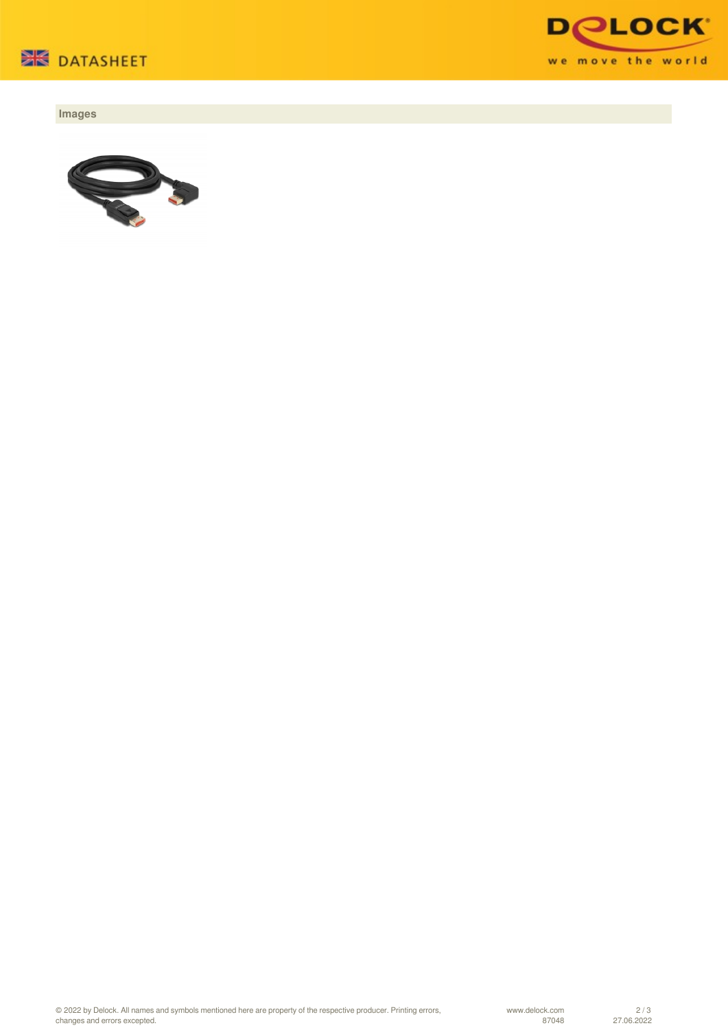## Images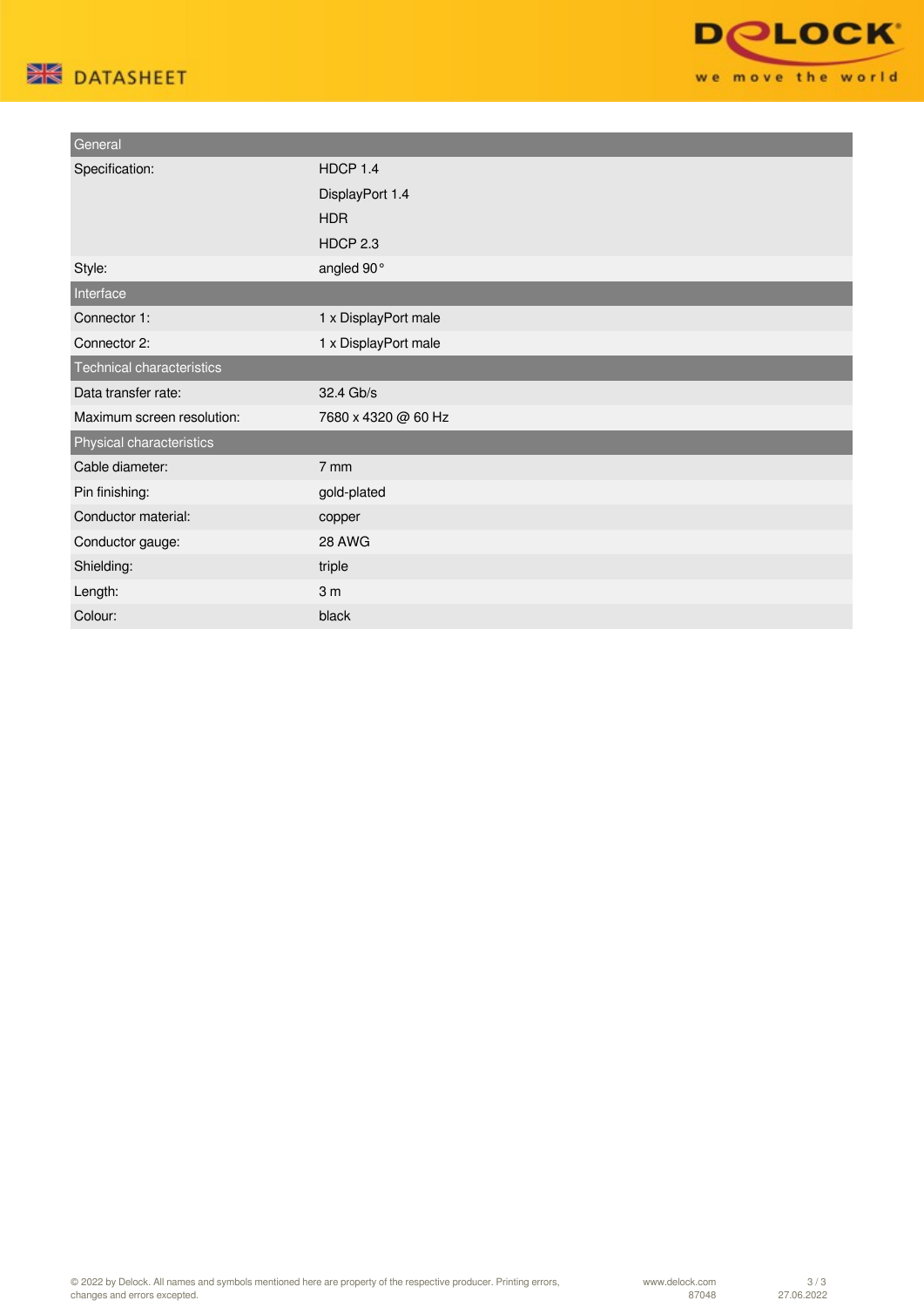| | |
|---|---|
| **General** | |
| Specification: | HDCP 1.4<br>DisplayPort 1.4<br>HDR<br>HDCP 2.3 |
| Style: | angled 90° |
| **Interface** | |
| Connector 1: | 1 x DisplayPort male |
| Connector 2: | 1 x DisplayPort male |
| **Technical characteristics** | |
| Data transfer rate: | 32.4 Gb/s |
| Maximum screen resolution: | 7680 x 4320 @ 60 Hz |
| **Physical characteristics** | |
| Cable diameter: | 7 mm |
| Pin finishing: | gold-plated |
| Conductor material: | copper |
| Conductor gauge: | 28 AWG |
| Shielding: | triple |
| Length: | 3 m |
| Colour: | black |